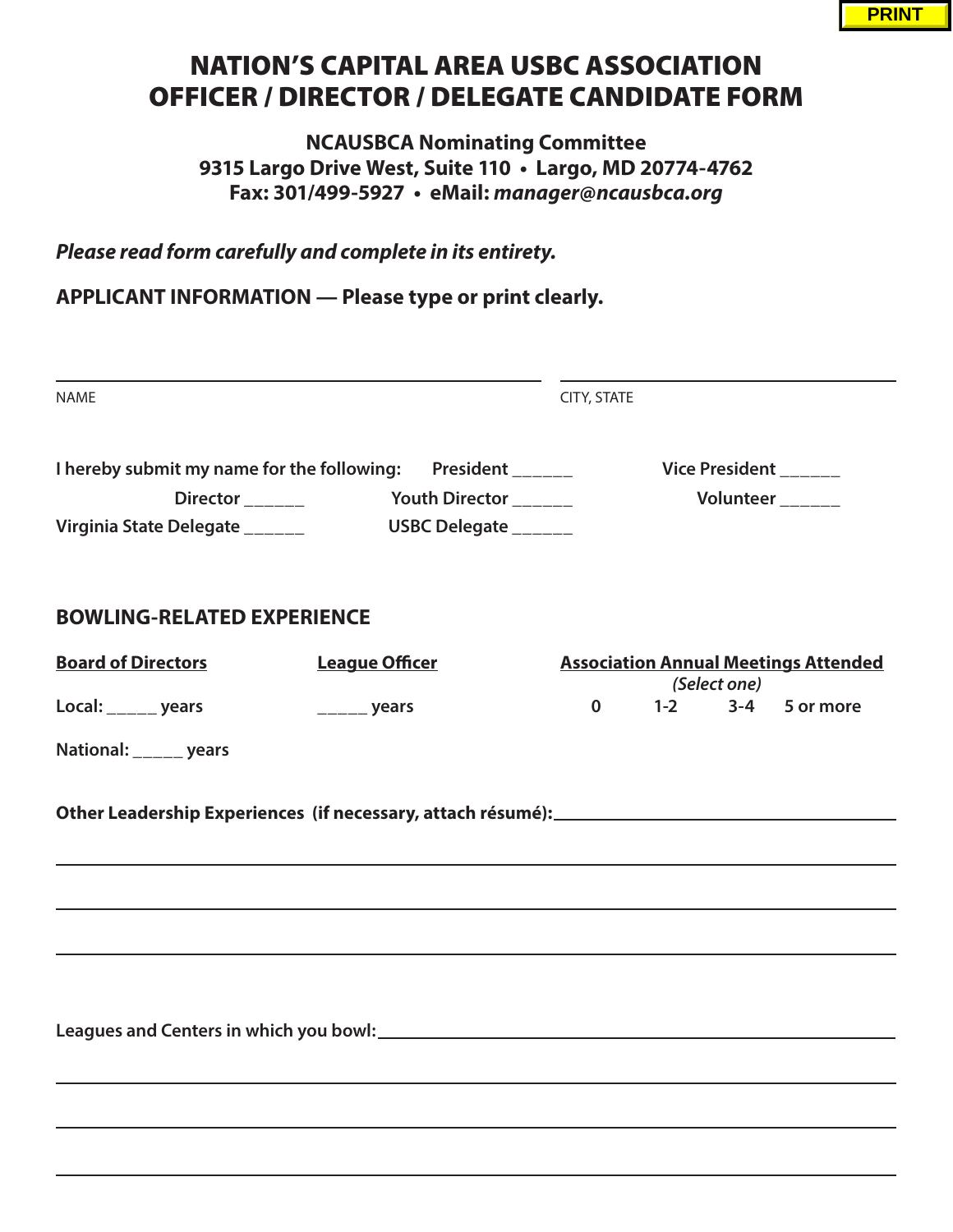PRINT

# NATION'S CAPITAL AREA USBC ASSOCIATION
# OFFICER / DIRECTOR / DELEGATE CANDIDATE FORM

**NCAUSBCA Nominating Committee**
**9315 Largo Drive West, Suite 110 • Largo, MD 20774-4762**
**Fax: 301/499-5927 • eMail:** ***manager@ncausbca.org***

***Please read form carefully and complete in its entirety.***

**APPLICANT INFORMATION — Please type or print clearly.**

______________________________________ ______________________________

NAME CITY, STATE

**I hereby submit my name for the following:** **President ______** **Vice President ______**

**Director ______** **Youth Director ______** **Volunteer ______**

**Virginia State Delegate ______** **USBC Delegate ______**

## BOWLING-RELATED EXPERIENCE

| **Board of Directors** | **League Officer** | **Association Annual Meetings Attended** *(Select one)* |
|---|---|---|
| **Local: _____ years** | **_____ years** | **0 1-2 3-4 5 or more** |
| **National: _____ years** | | |

**Other Leadership Experiences (if necessary, attach résumé):** ______________________________

______________________________________________________________________

______________________________________________________________________

______________________________________________________________________

**Leagues and Centers in which you bowl:** ______________________________

______________________________________________________________________

______________________________________________________________________

______________________________________________________________________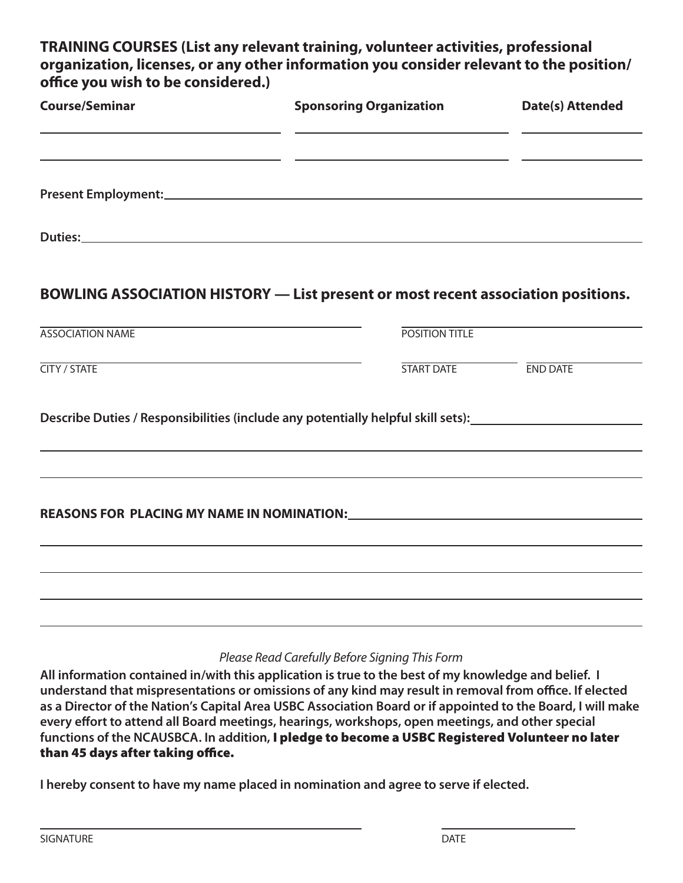**TRAINING COURSES (List any relevant training, volunteer activities, professional organization, licenses, or any other information you consider relevant to the position/office you wish to be considered.)**

| Course/Seminar | Sponsoring Organization | Date(s) Attended |
| --- | --- | --- |
| | | |
| | | |

**Present Employment:** \_\_\_\_\_\_\_\_\_\_\_\_\_\_\_\_\_\_\_\_\_\_\_\_\_\_\_\_\_\_\_\_\_\_\_\_\_\_\_\_

**Duties:** \_\_\_\_\_\_\_\_\_\_\_\_\_\_\_\_\_\_\_\_\_\_\_\_\_\_\_\_\_\_\_\_\_\_\_\_\_\_\_\_

## BOWLING ASSOCIATION HISTORY — List present or most recent association positions.

\_\_\_\_\_\_\_\_\_\_\_\_\_\_\_\_\_\_\_\_\_\_\_\_\_\_\_\_\_\_ \_\_\_\_\_\_\_\_\_\_\_\_\_\_\_\_\_\_\_\_\_\_

ASSOCIATION NAME POSITION TITLE

\_\_\_\_\_\_\_\_\_\_\_\_\_\_\_\_\_\_\_\_\_\_\_\_\_\_\_\_\_\_ \_\_\_\_\_\_\_\_\_\_ \_\_\_\_\_\_\_\_\_\_

CITY / STATE START DATE END DATE

**Describe Duties / Responsibilities (include any potentially helpful skill sets):** \_\_\_\_\_\_\_\_\_\_\_\_\_\_\_\_\_\_\_\_

\_\_\_\_\_\_\_\_\_\_\_\_\_\_\_\_\_\_\_\_\_\_\_\_\_\_\_\_\_\_\_\_\_\_\_\_\_\_\_\_\_\_\_\_\_\_\_\_\_\_\_\_\_\_\_\_

\_\_\_\_\_\_\_\_\_\_\_\_\_\_\_\_\_\_\_\_\_\_\_\_\_\_\_\_\_\_\_\_\_\_\_\_\_\_\_\_\_\_\_\_\_\_\_\_\_\_\_\_\_\_\_\_

**REASONS FOR PLACING MY NAME IN NOMINATION:** \_\_\_\_\_\_\_\_\_\_\_\_\_\_\_\_\_\_\_\_\_\_\_\_\_\_\_\_\_\_

\_\_\_\_\_\_\_\_\_\_\_\_\_\_\_\_\_\_\_\_\_\_\_\_\_\_\_\_\_\_\_\_\_\_\_\_\_\_\_\_\_\_\_\_\_\_\_\_\_\_\_\_\_\_\_\_

\_\_\_\_\_\_\_\_\_\_\_\_\_\_\_\_\_\_\_\_\_\_\_\_\_\_\_\_\_\_\_\_\_\_\_\_\_\_\_\_\_\_\_\_\_\_\_\_\_\_\_\_\_\_\_\_

\_\_\_\_\_\_\_\_\_\_\_\_\_\_\_\_\_\_\_\_\_\_\_\_\_\_\_\_\_\_\_\_\_\_\_\_\_\_\_\_\_\_\_\_\_\_\_\_\_\_\_\_\_\_\_\_

\_\_\_\_\_\_\_\_\_\_\_\_\_\_\_\_\_\_\_\_\_\_\_\_\_\_\_\_\_\_\_\_\_\_\_\_\_\_\_\_\_\_\_\_\_\_\_\_\_\_\_\_\_\_\_\_

*Please Read Carefully Before Signing This Form*

**All information contained in/with this application is true to the best of my knowledge and belief. I understand that mispresentations or omissions of any kind may result in removal from office. If elected as a Director of the Nation's Capital Area USBC Association Board or if appointed to the Board, I will make every effort to attend all Board meetings, hearings, workshops, open meetings, and other special functions of the NCAUSBCA. In addition, I pledge to become a USBC Registered Volunteer no later than 45 days after taking office.**

**I hereby consent to have my name placed in nomination and agree to serve if elected.**

\_\_\_\_\_\_\_\_\_\_\_\_\_\_\_\_\_\_\_\_\_\_\_\_\_\_\_\_\_\_ \_\_\_\_\_\_\_\_\_\_\_\_\_\_\_\_

SIGNATURE DATE